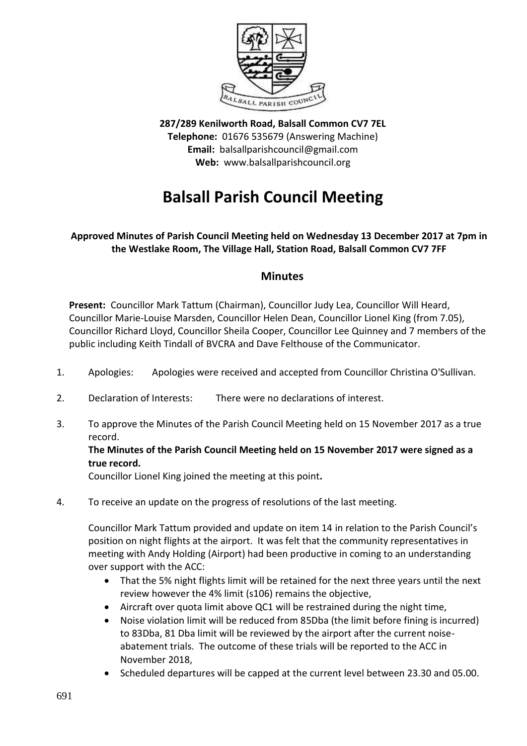**287/289 Kenilworth Road, Balsall Common CV7 7EL**
**Telephone:** 01676 535679 (Answering Machine)
**Email:** balsallparishcouncil@gmail.com
**Web:** www.balsallparishcouncil.org

# Balsall Parish Council Meeting

**Approved Minutes of Parish Council Meeting held on Wednesday 13 December 2017 at 7pm in the Westlake Room, The Village Hall, Station Road, Balsall Common CV7 7FF**

## Minutes

**Present:** Councillor Mark Tattum (Chairman), Councillor Judy Lea, Councillor Will Heard, Councillor Marie-Louise Marsden, Councillor Helen Dean, Councillor Lionel King (from 7.05), Councillor Richard Lloyd, Councillor Sheila Cooper, Councillor Lee Quinney and 7 members of the public including Keith Tindall of BVCRA and Dave Felthouse of the Communicator.

1. Apologies: Apologies were received and accepted from Councillor Christina O'Sullivan.

2. Declaration of Interests: There were no declarations of interest.

3. To approve the Minutes of the Parish Council Meeting held on 15 November 2017 as a true record.
   **The Minutes of the Parish Council Meeting held on 15 November 2017 were signed as a true record.**
   Councillor Lionel King joined the meeting at this point**.**

4. To receive an update on the progress of resolutions of the last meeting.

   Councillor Mark Tattum provided and update on item 14 in relation to the Parish Council's position on night flights at the airport. It was felt that the community representatives in meeting with Andy Holding (Airport) had been productive in coming to an understanding over support with the ACC:

   - That the 5% night flights limit will be retained for the next three years until the next review however the 4% limit (s106) remains the objective,
   - Aircraft over quota limit above QC1 will be restrained during the night time,
   - Noise violation limit will be reduced from 85Dba (the limit before fining is incurred) to 83Dba, 81 Dba limit will be reviewed by the airport after the current noise-abatement trials. The outcome of these trials will be reported to the ACC in November 2018,
   - Scheduled departures will be capped at the current level between 23.30 and 05.00.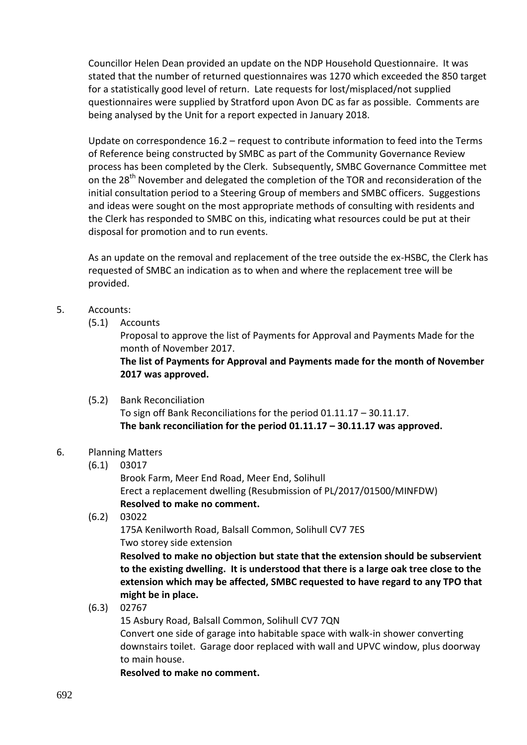Councillor Helen Dean provided an update on the NDP Household Questionnaire. It was stated that the number of returned questionnaires was 1270 which exceeded the 850 target for a statistically good level of return. Late requests for lost/misplaced/not supplied questionnaires were supplied by Stratford upon Avon DC as far as possible. Comments are being analysed by the Unit for a report expected in January 2018.

Update on correspondence 16.2 – request to contribute information to feed into the Terms of Reference being constructed by SMBC as part of the Community Governance Review process has been completed by the Clerk. Subsequently, SMBC Governance Committee met on the 28th November and delegated the completion of the TOR and reconsideration of the initial consultation period to a Steering Group of members and SMBC officers. Suggestions and ideas were sought on the most appropriate methods of consulting with residents and the Clerk has responded to SMBC on this, indicating what resources could be put at their disposal for promotion and to run events.

As an update on the removal and replacement of the tree outside the ex-HSBC, the Clerk has requested of SMBC an indication as to when and where the replacement tree will be provided.

5. Accounts:

   (5.1) Accounts

   Proposal to approve the list of Payments for Approval and Payments Made for the month of November 2017.

   **The list of Payments for Approval and Payments made for the month of November 2017 was approved.**

   (5.2) Bank Reconciliation

   To sign off Bank Reconciliations for the period 01.11.17 – 30.11.17.

   **The bank reconciliation for the period 01.11.17 – 30.11.17 was approved.**

6. Planning Matters

   (6.1) 03017

   Brook Farm, Meer End Road, Meer End, Solihull

   Erect a replacement dwelling (Resubmission of PL/2017/01500/MINFDW)

   **Resolved to make no comment.**

   (6.2) 03022

   175A Kenilworth Road, Balsall Common, Solihull CV7 7ES

   Two storey side extension

   **Resolved to make no objection but state that the extension should be subservient to the existing dwelling. It is understood that there is a large oak tree close to the extension which may be affected, SMBC requested to have regard to any TPO that might be in place.**

   (6.3) 02767

   15 Asbury Road, Balsall Common, Solihull CV7 7QN

   Convert one side of garage into habitable space with walk-in shower converting downstairs toilet. Garage door replaced with wall and UPVC window, plus doorway to main house.

   **Resolved to make no comment.**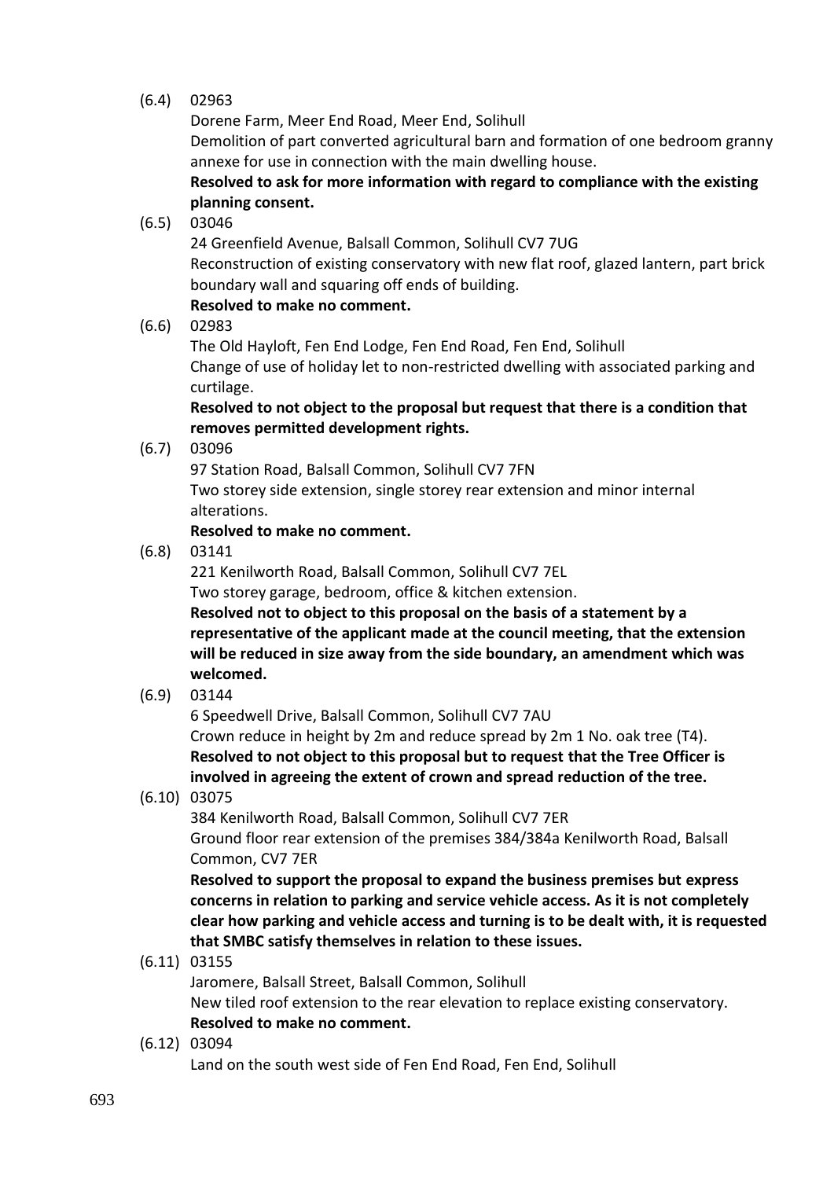(6.4) 02963

Dorene Farm, Meer End Road, Meer End, Solihull

Demolition of part converted agricultural barn and formation of one bedroom granny annexe for use in connection with the main dwelling house.

**Resolved to ask for more information with regard to compliance with the existing planning consent.**

(6.5) 03046

24 Greenfield Avenue, Balsall Common, Solihull CV7 7UG

Reconstruction of existing conservatory with new flat roof, glazed lantern, part brick boundary wall and squaring off ends of building.

**Resolved to make no comment.**

(6.6) 02983

The Old Hayloft, Fen End Lodge, Fen End Road, Fen End, Solihull

Change of use of holiday let to non-restricted dwelling with associated parking and curtilage.

**Resolved to not object to the proposal but request that there is a condition that removes permitted development rights.**

(6.7) 03096

97 Station Road, Balsall Common, Solihull CV7 7FN

Two storey side extension, single storey rear extension and minor internal alterations.

**Resolved to make no comment.**

(6.8) 03141

221 Kenilworth Road, Balsall Common, Solihull CV7 7EL

Two storey garage, bedroom, office & kitchen extension.

**Resolved not to object to this proposal on the basis of a statement by a representative of the applicant made at the council meeting, that the extension will be reduced in size away from the side boundary, an amendment which was welcomed.**

(6.9) 03144

6 Speedwell Drive, Balsall Common, Solihull CV7 7AU

Crown reduce in height by 2m and reduce spread by 2m 1 No. oak tree (T4).

**Resolved to not object to this proposal but to request that the Tree Officer is involved in agreeing the extent of crown and spread reduction of the tree.**

(6.10) 03075

384 Kenilworth Road, Balsall Common, Solihull CV7 7ER

Ground floor rear extension of the premises 384/384a Kenilworth Road, Balsall Common, CV7 7ER

**Resolved to support the proposal to expand the business premises but express concerns in relation to parking and service vehicle access. As it is not completely clear how parking and vehicle access and turning is to be dealt with, it is requested that SMBC satisfy themselves in relation to these issues.**

(6.11) 03155

Jaromere, Balsall Street, Balsall Common, Solihull

New tiled roof extension to the rear elevation to replace existing conservatory.

**Resolved to make no comment.**

(6.12) 03094

Land on the south west side of Fen End Road, Fen End, Solihull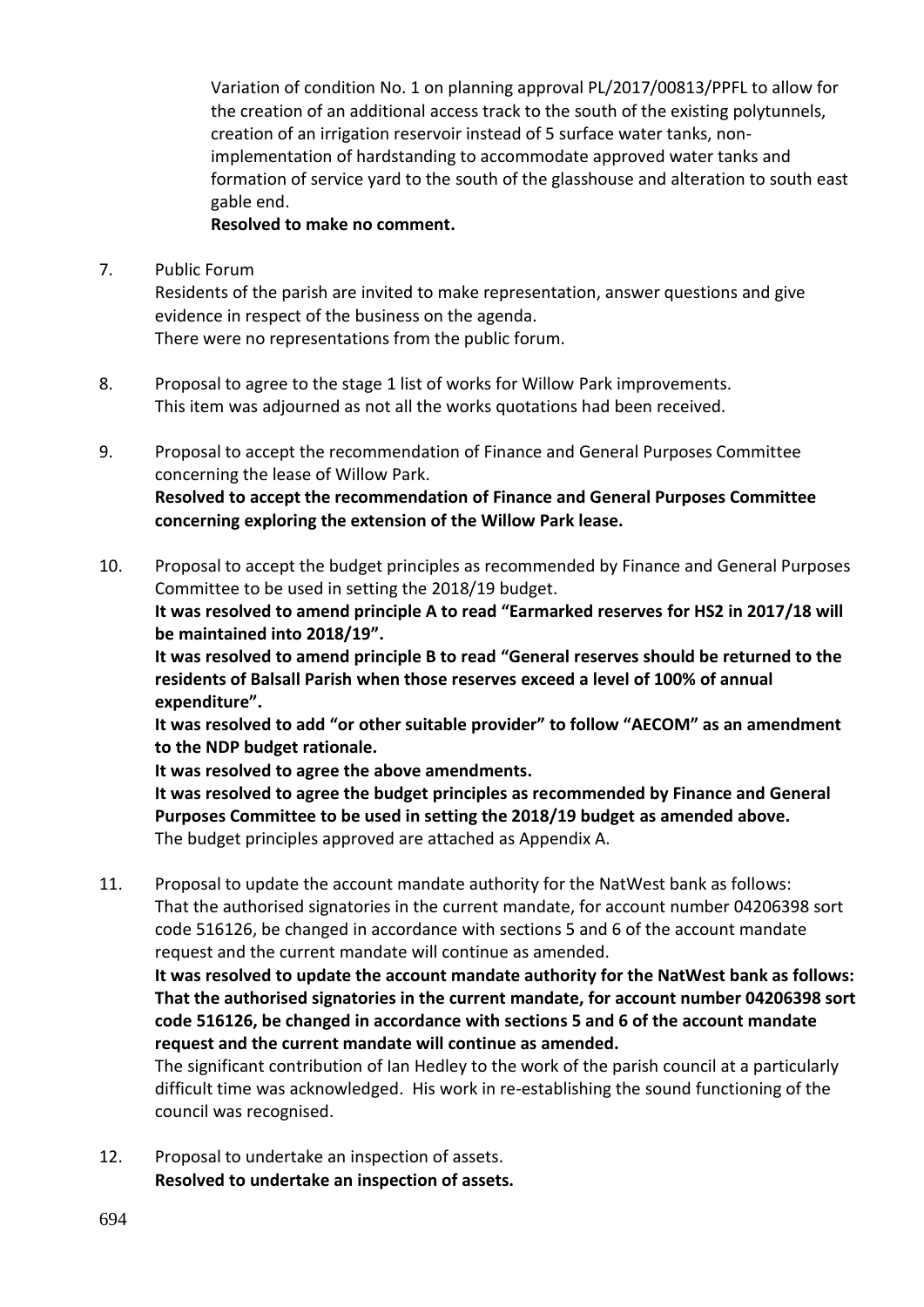Variation of condition No. 1 on planning approval PL/2017/00813/PPFL to allow for the creation of an additional access track to the south of the existing polytunnels, creation of an irrigation reservoir instead of 5 surface water tanks, non-implementation of hardstanding to accommodate approved water tanks and formation of service yard to the south of the glasshouse and alteration to south east gable end.
**Resolved to make no comment.**

7. Public Forum
   Residents of the parish are invited to make representation, answer questions and give evidence in respect of the business on the agenda.
   There were no representations from the public forum.

8. Proposal to agree to the stage 1 list of works for Willow Park improvements.
   This item was adjourned as not all the works quotations had been received.

9. Proposal to accept the recommendation of Finance and General Purposes Committee concerning the lease of Willow Park.
   **Resolved to accept the recommendation of Finance and General Purposes Committee concerning exploring the extension of the Willow Park lease.**

10. Proposal to accept the budget principles as recommended by Finance and General Purposes Committee to be used in setting the 2018/19 budget.
    **It was resolved to amend principle A to read "Earmarked reserves for HS2 in 2017/18 will be maintained into 2018/19".**
    **It was resolved to amend principle B to read "General reserves should be returned to the residents of Balsall Parish when those reserves exceed a level of 100% of annual expenditure".**
    **It was resolved to add "or other suitable provider" to follow "AECOM" as an amendment to the NDP budget rationale.**
    **It was resolved to agree the above amendments.**
    **It was resolved to agree the budget principles as recommended by Finance and General Purposes Committee to be used in setting the 2018/19 budget as amended above.**
    The budget principles approved are attached as Appendix A.

11. Proposal to update the account mandate authority for the NatWest bank as follows: That the authorised signatories in the current mandate, for account number 04206398 sort code 516126, be changed in accordance with sections 5 and 6 of the account mandate request and the current mandate will continue as amended.
    **It was resolved to update the account mandate authority for the NatWest bank as follows: That the authorised signatories in the current mandate, for account number 04206398 sort code 516126, be changed in accordance with sections 5 and 6 of the account mandate request and the current mandate will continue as amended.**
    The significant contribution of Ian Hedley to the work of the parish council at a particularly difficult time was acknowledged. His work in re-establishing the sound functioning of the council was recognised.

12. Proposal to undertake an inspection of assets.
    **Resolved to undertake an inspection of assets.**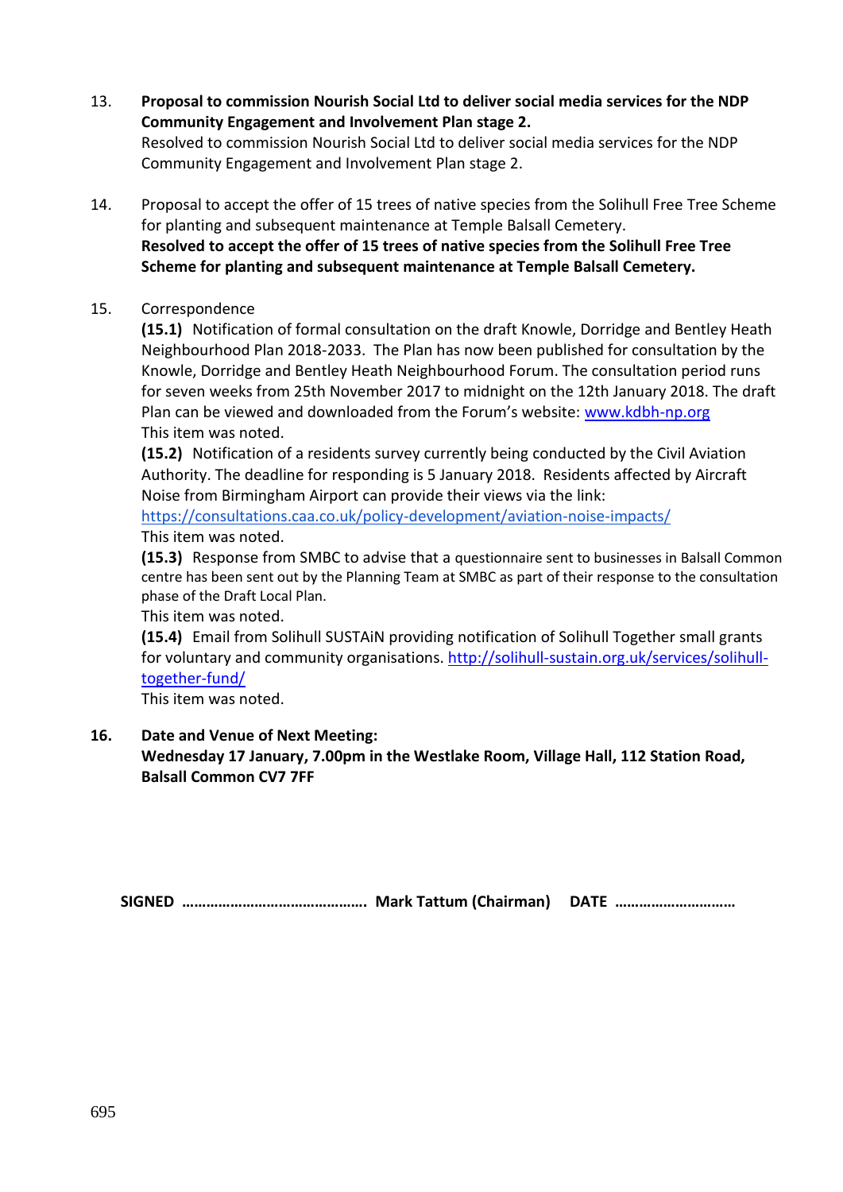13. **Proposal to commission Nourish Social Ltd to deliver social media services for the NDP Community Engagement and Involvement Plan stage 2.**
    Resolved to commission Nourish Social Ltd to deliver social media services for the NDP Community Engagement and Involvement Plan stage 2.

14. Proposal to accept the offer of 15 trees of native species from the Solihull Free Tree Scheme for planting and subsequent maintenance at Temple Balsall Cemetery.
    **Resolved to accept the offer of 15 trees of native species from the Solihull Free Tree Scheme for planting and subsequent maintenance at Temple Balsall Cemetery.**

15. Correspondence
    **(15.1)** Notification of formal consultation on the draft Knowle, Dorridge and Bentley Heath Neighbourhood Plan 2018-2033. The Plan has now been published for consultation by the Knowle, Dorridge and Bentley Heath Neighbourhood Forum. The consultation period runs for seven weeks from 25th November 2017 to midnight on the 12th January 2018. The draft Plan can be viewed and downloaded from the Forum's website: [www.kdbh-np.org](www.kdbh-np.org)
    This item was noted.
    **(15.2)** Notification of a residents survey currently being conducted by the Civil Aviation Authority. The deadline for responding is 5 January 2018. Residents affected by Aircraft Noise from Birmingham Airport can provide their views via the link: [https://consultations.caa.co.uk/policy-development/aviation-noise-impacts/](https://consultations.caa.co.uk/policy-development/aviation-noise-impacts/)
    This item was noted.
    **(15.3)** Response from SMBC to advise that a questionnaire sent to businesses in Balsall Common centre has been sent out by the Planning Team at SMBC as part of their response to the consultation phase of the Draft Local Plan.
    This item was noted.
    **(15.4)** Email from Solihull SUSTAiN providing notification of Solihull Together small grants for voluntary and community organisations. [http://solihull-sustain.org.uk/services/solihull-together-fund/](http://solihull-sustain.org.uk/services/solihull-together-fund/)
    This item was noted.

16. **Date and Venue of Next Meeting:**
    **Wednesday 17 January, 7.00pm in the Westlake Room, Village Hall, 112 Station Road, Balsall Common CV7 7FF**

**SIGNED ……………………………………. Mark Tattum (Chairman) DATE ………………………**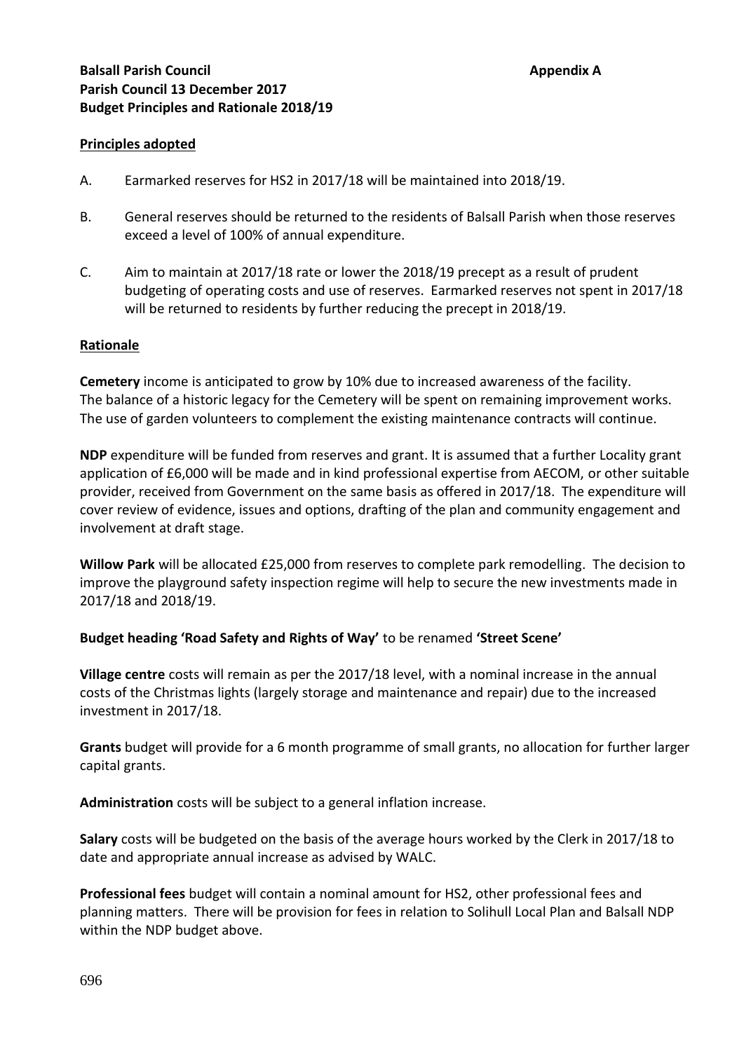**Balsall Parish Council** **Appendix A**
**Parish Council 13 December 2017**
**Budget Principles and Rationale 2018/19**

## Principles adopted

A. Earmarked reserves for HS2 in 2017/18 will be maintained into 2018/19.

B. General reserves should be returned to the residents of Balsall Parish when those reserves exceed a level of 100% of annual expenditure.

C. Aim to maintain at 2017/18 rate or lower the 2018/19 precept as a result of prudent budgeting of operating costs and use of reserves. Earmarked reserves not spent in 2017/18 will be returned to residents by further reducing the precept in 2018/19.

## Rationale

**Cemetery** income is anticipated to grow by 10% due to increased awareness of the facility. The balance of a historic legacy for the Cemetery will be spent on remaining improvement works. The use of garden volunteers to complement the existing maintenance contracts will continue.

**NDP** expenditure will be funded from reserves and grant. It is assumed that a further Locality grant application of £6,000 will be made and in kind professional expertise from AECOM, or other suitable provider, received from Government on the same basis as offered in 2017/18. The expenditure will cover review of evidence, issues and options, drafting of the plan and community engagement and involvement at draft stage.

**Willow Park** will be allocated £25,000 from reserves to complete park remodelling. The decision to improve the playground safety inspection regime will help to secure the new investments made in 2017/18 and 2018/19.

**Budget heading 'Road Safety and Rights of Way'** to be renamed **'Street Scene'**

**Village centre** costs will remain as per the 2017/18 level, with a nominal increase in the annual costs of the Christmas lights (largely storage and maintenance and repair) due to the increased investment in 2017/18.

**Grants** budget will provide for a 6 month programme of small grants, no allocation for further larger capital grants.

**Administration** costs will be subject to a general inflation increase.

**Salary** costs will be budgeted on the basis of the average hours worked by the Clerk in 2017/18 to date and appropriate annual increase as advised by WALC.

**Professional fees** budget will contain a nominal amount for HS2, other professional fees and planning matters. There will be provision for fees in relation to Solihull Local Plan and Balsall NDP within the NDP budget above.